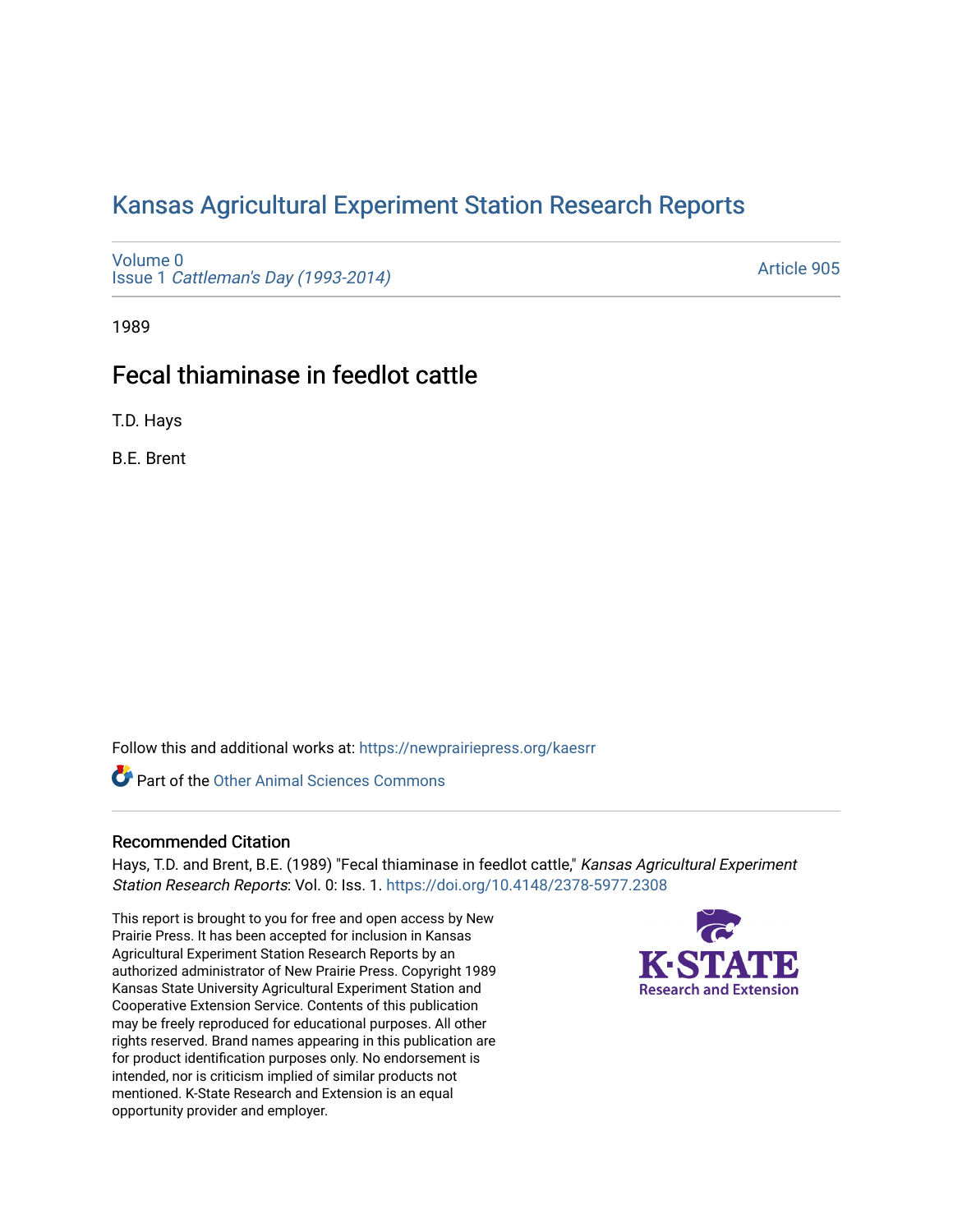# Kansas Agricultural Experiment Station Research Reports

Volume 0
Issue 1 *Cattleman's Day (1993-2014)*

Article 905

1989

## Fecal thiaminase in feedlot cattle

T.D. Hays

B.E. Brent

Follow this and additional works at: https://newprairiepress.org/kaesrr

Part of the Other Animal Sciences Commons

### Recommended Citation

Hays, T.D. and Brent, B.E. (1989) "Fecal thiaminase in feedlot cattle," *Kansas Agricultural Experiment Station Research Reports*: Vol. 0: Iss. 1. https://doi.org/10.4148/2378-5977.2308

This report is brought to you for free and open access by New Prairie Press. It has been accepted for inclusion in Kansas Agricultural Experiment Station Research Reports by an authorized administrator of New Prairie Press. Copyright 1989 Kansas State University Agricultural Experiment Station and Cooperative Extension Service. Contents of this publication may be freely reproduced for educational purposes. All other rights reserved. Brand names appearing in this publication are for product identification purposes only. No endorsement is intended, nor is criticism implied of similar products not mentioned. K-State Research and Extension is an equal opportunity provider and employer.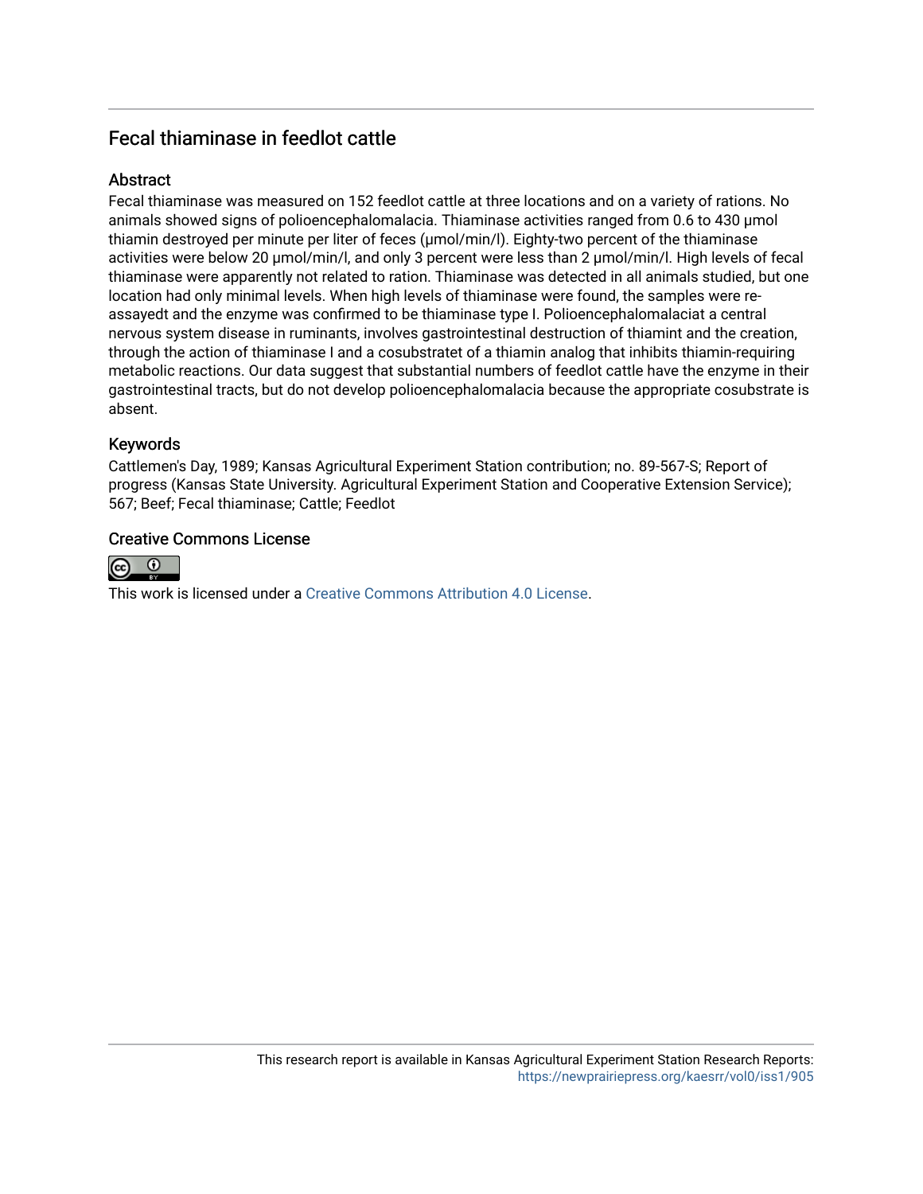## Fecal thiaminase in feedlot cattle

### Abstract

Fecal thiaminase was measured on 152 feedlot cattle at three locations and on a variety of rations. No animals showed signs of polioencephalomalacia. Thiaminase activities ranged from 0.6 to 430 µmol thiamin destroyed per minute per liter of feces (µmol/min/l). Eighty-two percent of the thiaminase activities were below 20 µmol/min/l, and only 3 percent were less than 2 µmol/min/l. High levels of fecal thiaminase were apparently not related to ration. Thiaminase was detected in all animals studied, but one location had only minimal levels. When high levels of thiaminase were found, the samples were re-assayedt and the enzyme was confirmed to be thiaminase type I. Polioencephalomalaciat a central nervous system disease in ruminants, involves gastrointestinal destruction of thiamint and the creation, through the action of thiaminase I and a cosubstratet of a thiamin analog that inhibits thiamin-requiring metabolic reactions. Our data suggest that substantial numbers of feedlot cattle have the enzyme in their gastrointestinal tracts, but do not develop polioencephalomalacia because the appropriate cosubstrate is absent.

### Keywords

Cattlemen's Day, 1989; Kansas Agricultural Experiment Station contribution; no. 89-567-S; Report of progress (Kansas State University. Agricultural Experiment Station and Cooperative Extension Service); 567; Beef; Fecal thiaminase; Cattle; Feedlot

### Creative Commons License

This work is licensed under a Creative Commons Attribution 4.0 License.

This research report is available in Kansas Agricultural Experiment Station Research Reports: https://newprairiepress.org/kaesrr/vol0/iss1/905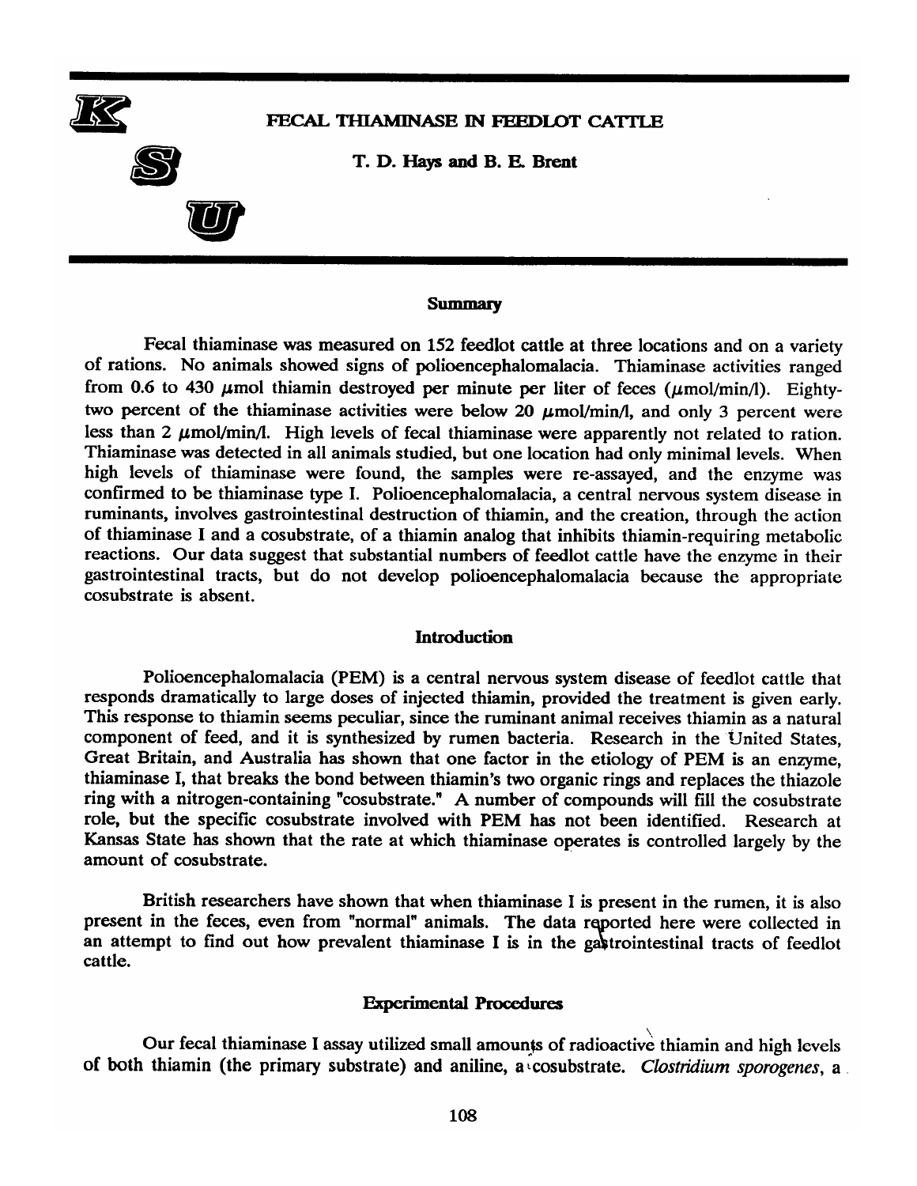# FECAL THIAMINASE IN FEEDLOT CATTLE

**T. D. Hays and B. E. Brent**

## Summary

Fecal thiaminase was measured on 152 feedlot cattle at three locations and on a variety of rations. No animals showed signs of polioencephalomalacia. Thiaminase activities ranged from 0.6 to 430 μmol thiamin destroyed per minute per liter of feces (μmol/min/l). Eighty-two percent of the thiaminase activities were below 20 μmol/min/l, and only 3 percent were less than 2 μmol/min/l. High levels of fecal thiaminase were apparently not related to ration. Thiaminase was detected in all animals studied, but one location had only minimal levels. When high levels of thiaminase were found, the samples were re-assayed, and the enzyme was confirmed to be thiaminase type I. Polioencephalomalacia, a central nervous system disease in ruminants, involves gastrointestinal destruction of thiamin, and the creation, through the action of thiaminase I and a cosubstrate, of a thiamin analog that inhibits thiamin-requiring metabolic reactions. Our data suggest that substantial numbers of feedlot cattle have the enzyme in their gastrointestinal tracts, but do not develop polioencephalomalacia because the appropriate cosubstrate is absent.

## Introduction

Polioencephalomalacia (PEM) is a central nervous system disease of feedlot cattle that responds dramatically to large doses of injected thiamin, provided the treatment is given early. This response to thiamin seems peculiar, since the ruminant animal receives thiamin as a natural component of feed, and it is synthesized by rumen bacteria. Research in the United States, Great Britain, and Australia has shown that one factor in the etiology of PEM is an enzyme, thiaminase I, that breaks the bond between thiamin's two organic rings and replaces the thiazole ring with a nitrogen-containing "cosubstrate." A number of compounds will fill the cosubstrate role, but the specific cosubstrate involved with PEM has not been identified. Research at Kansas State has shown that the rate at which thiaminase operates is controlled largely by the amount of cosubstrate.

British researchers have shown that when thiaminase I is present in the rumen, it is also present in the feces, even from "normal" animals. The data reported here were collected in an attempt to find out how prevalent thiaminase I is in the gastrointestinal tracts of feedlot cattle.

## Experimental Procedures

Our fecal thiaminase I assay utilized small amounts of radioactive thiamin and high levels of both thiamin (the primary substrate) and aniline, a cosubstrate. *Clostridium sporogenes*, a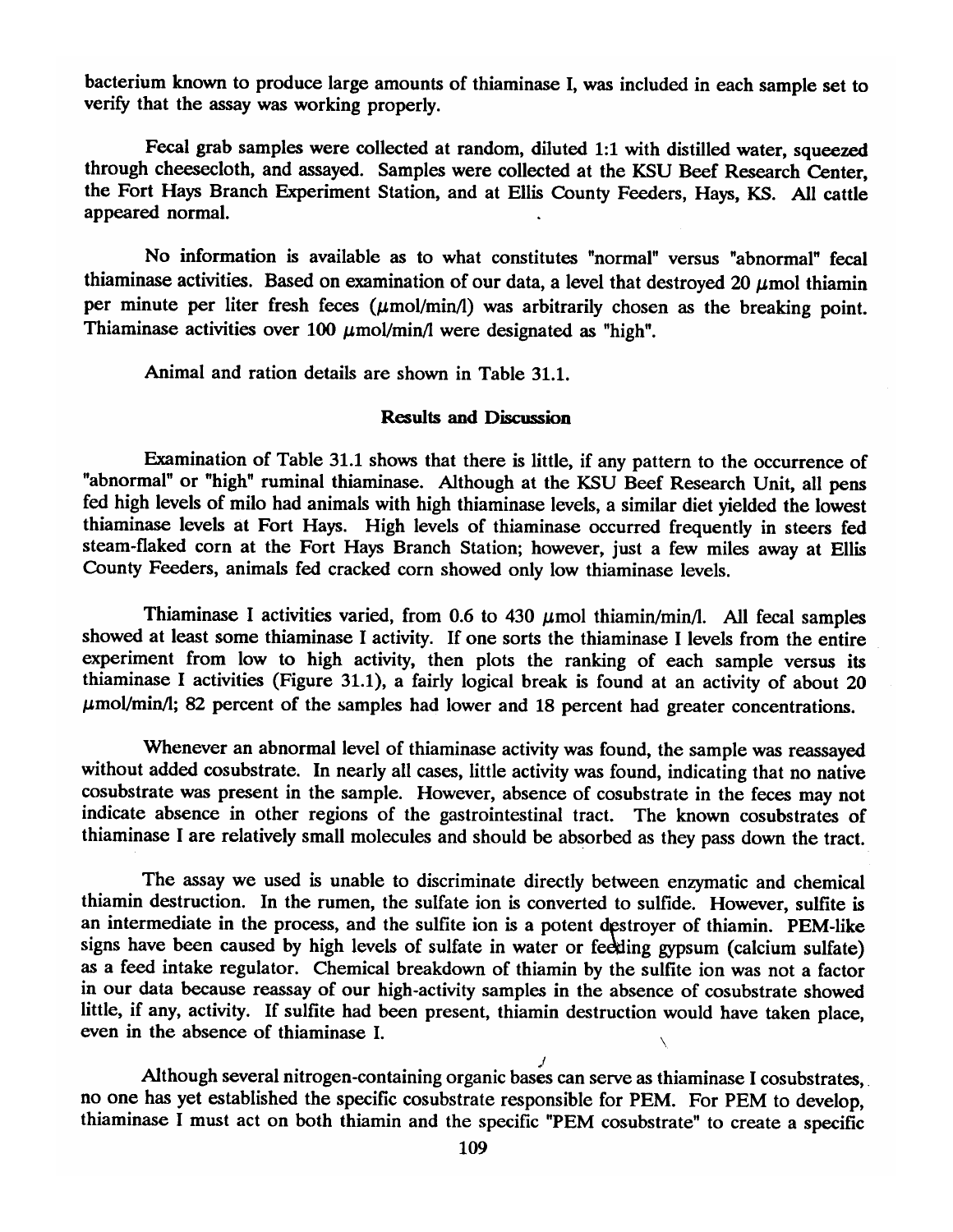bacterium known to produce large amounts of thiaminase I, was included in each sample set to verify that the assay was working properly.

Fecal grab samples were collected at random, diluted 1:1 with distilled water, squeezed through cheesecloth, and assayed. Samples were collected at the KSU Beef Research Center, the Fort Hays Branch Experiment Station, and at Ellis County Feeders, Hays, KS. All cattle appeared normal.

No information is available as to what constitutes "normal" versus "abnormal" fecal thiaminase activities. Based on examination of our data, a level that destroyed 20 $\mu$mol thiamin per minute per liter fresh feces ($\mu$mol/min/l) was arbitrarily chosen as the breaking point. Thiaminase activities over 100 $\mu$mol/min/l were designated as "high".

Animal and ration details are shown in Table 31.1.

## Results and Discussion

Examination of Table 31.1 shows that there is little, if any pattern to the occurrence of "abnormal" or "high" ruminal thiaminase. Although at the KSU Beef Research Unit, all pens fed high levels of milo had animals with high thiaminase levels, a similar diet yielded the lowest thiaminase levels at Fort Hays. High levels of thiaminase occurred frequently in steers fed steam-flaked corn at the Fort Hays Branch Station; however, just a few miles away at Ellis County Feeders, animals fed cracked corn showed only low thiaminase levels.

Thiaminase I activities varied, from 0.6 to 430 $\mu$mol thiamin/min/l. All fecal samples showed at least some thiaminase I activity. If one sorts the thiaminase I levels from the entire experiment from low to high activity, then plots the ranking of each sample versus its thiaminase I activities (Figure 31.1), a fairly logical break is found at an activity of about 20 $\mu$mol/min/l; 82 percent of the samples had lower and 18 percent had greater concentrations.

Whenever an abnormal level of thiaminase activity was found, the sample was reassayed without added cosubstrate. In nearly all cases, little activity was found, indicating that no native cosubstrate was present in the sample. However, absence of cosubstrate in the feces may not indicate absence in other regions of the gastrointestinal tract. The known cosubstrates of thiaminase I are relatively small molecules and should be absorbed as they pass down the tract.

The assay we used is unable to discriminate directly between enzymatic and chemical thiamin destruction. In the rumen, the sulfate ion is converted to sulfide. However, sulfite is an intermediate in the process, and the sulfite ion is a potent destroyer of thiamin. PEM-like signs have been caused by high levels of sulfate in water or feeding gypsum (calcium sulfate) as a feed intake regulator. Chemical breakdown of thiamin by the sulfite ion was not a factor in our data because reassay of our high-activity samples in the absence of cosubstrate showed little, if any, activity. If sulfite had been present, thiamin destruction would have taken place, even in the absence of thiaminase I.

Although several nitrogen-containing organic bases can serve as thiaminase I cosubstrates, no one has yet established the specific cosubstrate responsible for PEM. For PEM to develop, thiaminase I must act on both thiamin and the specific "PEM cosubstrate" to create a specific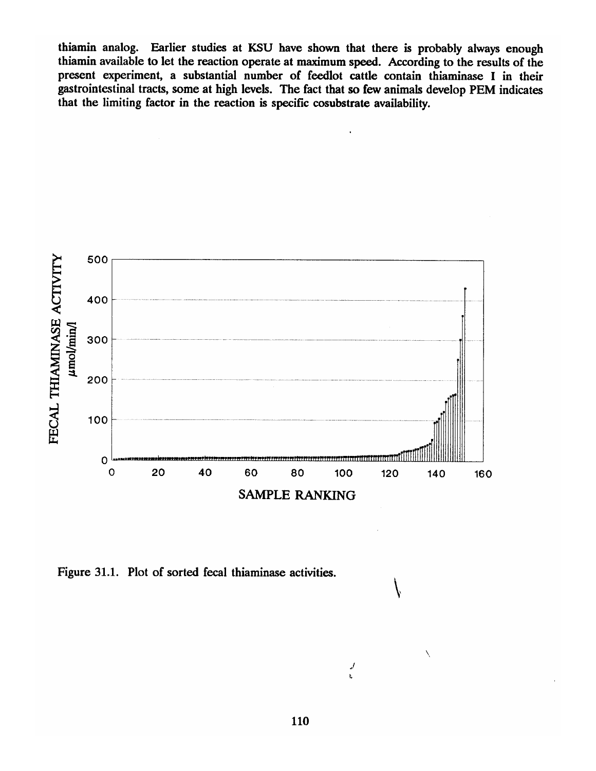thiamin analog. Earlier studies at KSU have shown that there is probably always enough thiamin available to let the reaction operate at maximum speed. According to the results of the present experiment, a substantial number of feedlot cattle contain thiaminase I in their gastrointestinal tracts, some at high levels. The fact that so few animals develop PEM indicates that the limiting factor in the reaction is specific cosubstrate availability.

Figure 31.1. Plot of sorted fecal thiaminase activities.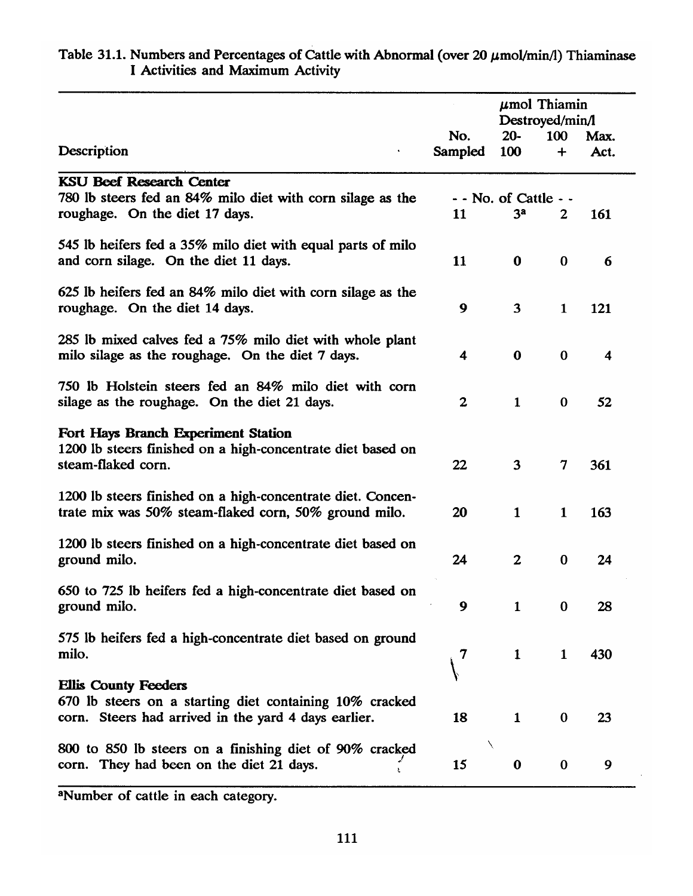Table 31.1. Numbers and Percentages of Cattle with Abnormal (over 20 $\mu$mol/min/l) Thiaminase I Activities and Maximum Activity

| Description | No. Sampled | $\mu$mol Thiamin Destroyed/min/l 20-100 | 100 + | Max. Act. |
|---|---|---|---|---|
| **KSU Beef Research Center** | | - - No. of Cattle - - | | |
| 780 lb steers fed an 84% milo diet with corn silage as the roughage. On the diet 17 days. | 11 | 3[a] | 2 | 161 |
| 545 lb heifers fed a 35% milo diet with equal parts of milo and corn silage. On the diet 11 days. | 11 | 0 | 0 | 6 |
| 625 lb heifers fed an 84% milo diet with corn silage as the roughage. On the diet 14 days. | 9 | 3 | 1 | 121 |
| 285 lb mixed calves fed a 75% milo diet with whole plant milo silage as the roughage. On the diet 7 days. | 4 | 0 | 0 | 4 |
| 750 lb Holstein steers fed an 84% milo diet with corn silage as the roughage. On the diet 21 days. | 2 | 1 | 0 | 52 |
| **Fort Hays Branch Experiment Station** | | | | |
| 1200 lb steers finished on a high-concentrate diet based on steam-flaked corn. | 22 | 3 | 7 | 361 |
| 1200 lb steers finished on a high-concentrate diet. Concentrate mix was 50% steam-flaked corn, 50% ground milo. | 20 | 1 | 1 | 163 |
| 1200 lb steers finished on a high-concentrate diet based on ground milo. | 24 | 2 | 0 | 24 |
| 650 to 725 lb heifers fed a high-concentrate diet based on ground milo. | 9 | 1 | 0 | 28 |
| 575 lb heifers fed a high-concentrate diet based on ground milo. | 7 | 1 | 1 | 430 |
| **Ellis County Feeders** | | | | |
| 670 lb steers on a starting diet containing 10% cracked corn. Steers had arrived in the yard 4 days earlier. | 18 | 1 | 0 | 23 |
| 800 to 850 lb steers on a finishing diet of 90% cracked corn. They had been on the diet 21 days. | 15 | 0 | 0 | 9 |

[a]Number of cattle in each category.